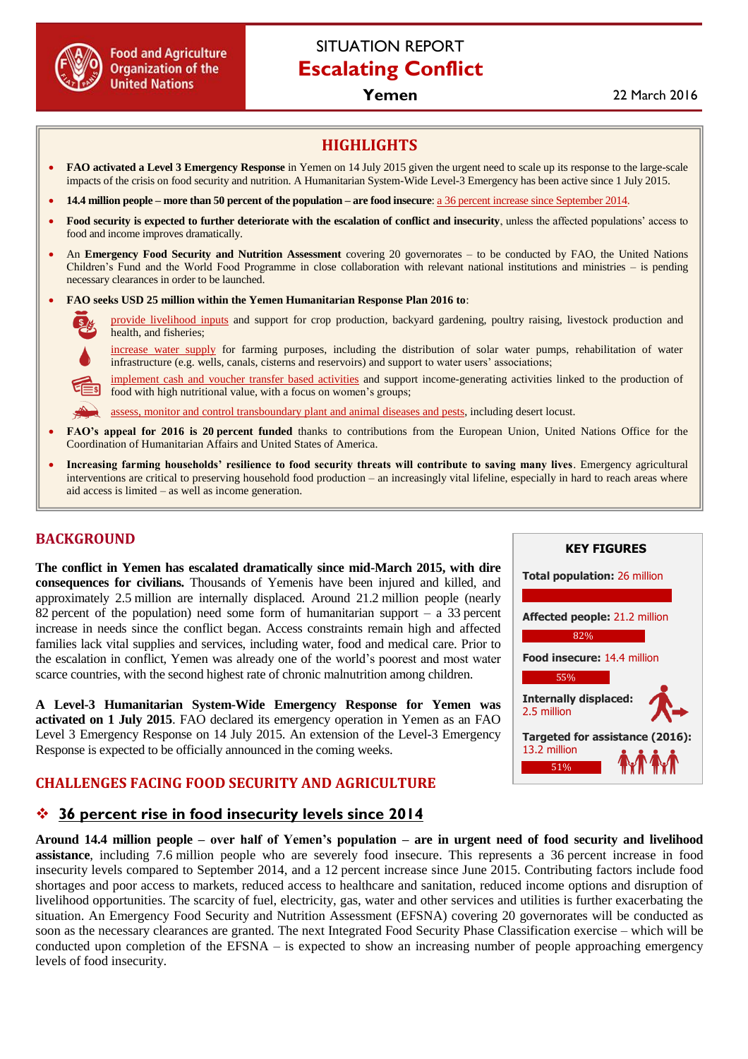Food and Agriculture Organization of the United Nations

SITUATION REPORT

# Escalating Conflict

**Yemen**

22 March 2016

## HIGHLIGHTS

- **FAO activated a Level 3 Emergency Response** in Yemen on 14 July 2015 given the urgent need to scale up its response to the large-scale impacts of the crisis on food security and nutrition. A Humanitarian System-Wide Level-3 Emergency has been active since 1 July 2015.
- **14.4 million people – more than 50 percent of the population – are food insecure**: a 36 percent increase since September 2014.
- **Food security is expected to further deteriorate with the escalation of conflict and insecurity**, unless the affected populations' access to food and income improves dramatically.
- An **Emergency Food Security and Nutrition Assessment** covering 20 governorates – to be conducted by FAO, the United Nations Children's Fund and the World Food Programme in close collaboration with relevant national institutions and ministries – is pending necessary clearances in order to be launched.
- **FAO seeks USD 25 million within the Yemen Humanitarian Response Plan 2016 to**:
  - provide livelihood inputs and support for crop production, backyard gardening, poultry raising, livestock production and health, and fisheries;
  - increase water supply for farming purposes, including the distribution of solar water pumps, rehabilitation of water infrastructure (e.g. wells, canals, cisterns and reservoirs) and support to water users' associations;
  - implement cash and voucher transfer based activities and support income-generating activities linked to the production of food with high nutritional value, with a focus on women's groups;
  - assess, monitor and control transboundary plant and animal diseases and pests, including desert locust.
- **FAO's appeal for 2016 is 20 percent funded** thanks to contributions from the European Union, United Nations Office for the Coordination of Humanitarian Affairs and United States of America.
- **Increasing farming households' resilience to food security threats will contribute to saving many lives**. Emergency agricultural interventions are critical to preserving household food production – an increasingly vital lifeline, especially in hard to reach areas where aid access is limited – as well as income generation.

## BACKGROUND

**The conflict in Yemen has escalated dramatically since mid-March 2015, with dire consequences for civilians.** Thousands of Yemenis have been injured and killed, and approximately 2.5 million are internally displaced. Around 21.2 million people (nearly 82 percent of the population) need some form of humanitarian support – a 33 percent increase in needs since the conflict began. Access constraints remain high and affected families lack vital supplies and services, including water, food and medical care. Prior to the escalation in conflict, Yemen was already one of the world's poorest and most water scarce countries, with the second highest rate of chronic malnutrition among children.

**A Level-3 Humanitarian System-Wide Emergency Response for Yemen was activated on 1 July 2015**. FAO declared its emergency operation in Yemen as an FAO Level 3 Emergency Response on 14 July 2015. An extension of the Level-3 Emergency Response is expected to be officially announced in the coming weeks.

### KEY FIGURES

**Total population:** 26 million

**Affected people:** 21.2 million

82%

**Food insecure:** 14.4 million

55%

**Internally displaced:** 2.5 million

**Targeted for assistance (2016):** 13.2 million

51%

## CHALLENGES FACING FOOD SECURITY AND AGRICULTURE

### ❖ 36 percent rise in food insecurity levels since 2014

**Around 14.4 million people – over half of Yemen's population – are in urgent need of food security and livelihood assistance**, including 7.6 million people who are severely food insecure. This represents a 36 percent increase in food insecurity levels compared to September 2014, and a 12 percent increase since June 2015. Contributing factors include food shortages and poor access to markets, reduced access to healthcare and sanitation, reduced income options and disruption of livelihood opportunities. The scarcity of fuel, electricity, gas, water and other services and utilities is further exacerbating the situation. An Emergency Food Security and Nutrition Assessment (EFSNA) covering 20 governorates will be conducted as soon as the necessary clearances are granted. The next Integrated Food Security Phase Classification exercise – which will be conducted upon completion of the EFSNA – is expected to show an increasing number of people approaching emergency levels of food insecurity.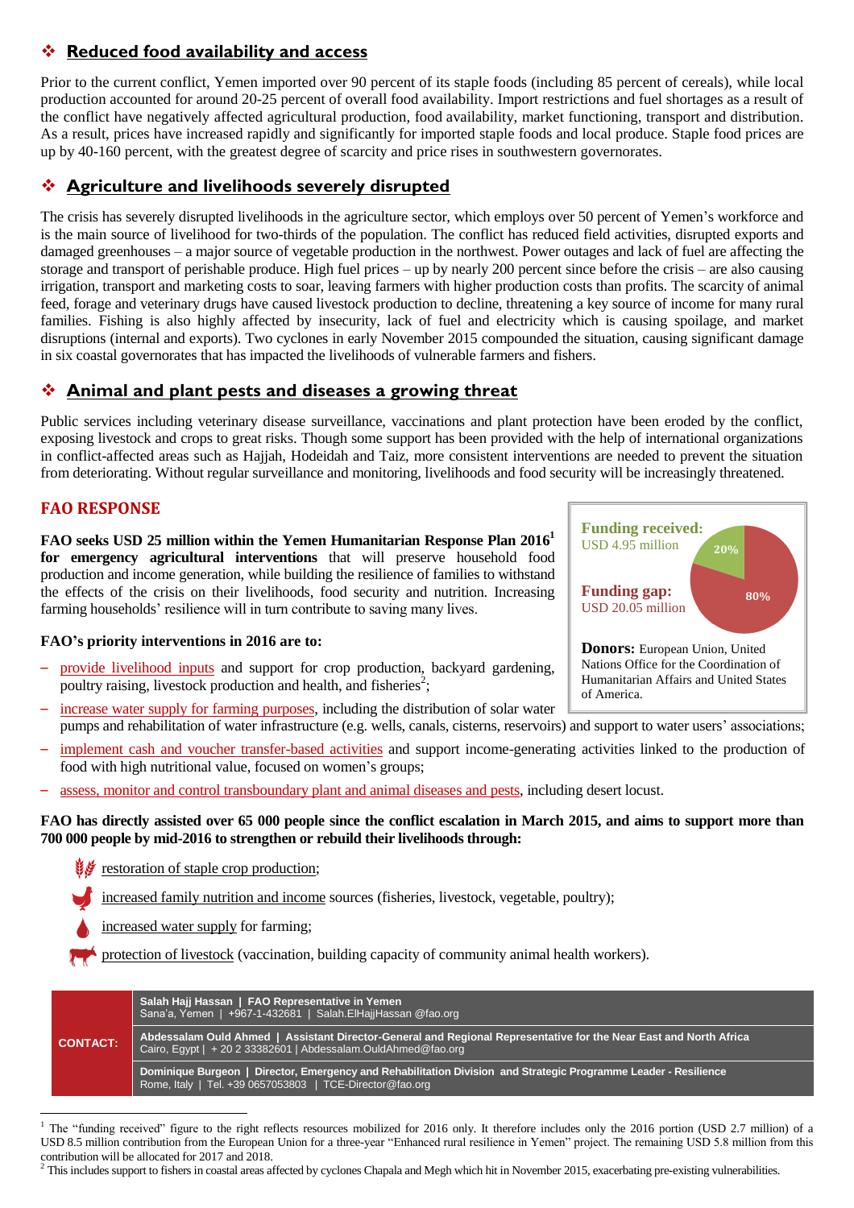## ❖ Reduced food availability and access

Prior to the current conflict, Yemen imported over 90 percent of its staple foods (including 85 percent of cereals), while local production accounted for around 20-25 percent of overall food availability. Import restrictions and fuel shortages as a result of the conflict have negatively affected agricultural production, food availability, market functioning, transport and distribution. As a result, prices have increased rapidly and significantly for imported staple foods and local produce. Staple food prices are up by 40-160 percent, with the greatest degree of scarcity and price rises in southwestern governorates.

## ❖ Agriculture and livelihoods severely disrupted

The crisis has severely disrupted livelihoods in the agriculture sector, which employs over 50 percent of Yemen's workforce and is the main source of livelihood for two-thirds of the population. The conflict has reduced field activities, disrupted exports and damaged greenhouses – a major source of vegetable production in the northwest. Power outages and lack of fuel are affecting the storage and transport of perishable produce. High fuel prices – up by nearly 200 percent since before the crisis – are also causing irrigation, transport and marketing costs to soar, leaving farmers with higher production costs than profits. The scarcity of animal feed, forage and veterinary drugs have caused livestock production to decline, threatening a key source of income for many rural families. Fishing is also highly affected by insecurity, lack of fuel and electricity which is causing spoilage, and market disruptions (internal and exports). Two cyclones in early November 2015 compounded the situation, causing significant damage in six coastal governorates that has impacted the livelihoods of vulnerable farmers and fishers.

## ❖ Animal and plant pests and diseases a growing threat

Public services including veterinary disease surveillance, vaccinations and plant protection have been eroded by the conflict, exposing livestock and crops to great risks. Though some support has been provided with the help of international organizations in conflict-affected areas such as Hajjah, Hodeidah and Taiz, more consistent interventions are needed to prevent the situation from deteriorating. Without regular surveillance and monitoring, livelihoods and food security will be increasingly threatened.

## FAO RESPONSE

**FAO seeks USD 25 million within the Yemen Humanitarian Response Plan 2016[1] for emergency agricultural interventions** that will preserve household food production and income generation, while building the resilience of families to withstand the effects of the crisis on their livelihoods, food security and nutrition. Increasing farming households' resilience will in turn contribute to saving many lives.

**Funding received:** USD 4.95 million

**Funding gap:** USD 20.05 million

20%

80%

**Donors:** European Union, United Nations Office for the Coordination of Humanitarian Affairs and United States of America.

**FAO's priority interventions in 2016 are to:**

- provide livelihood inputs and support for crop production, backyard gardening, poultry raising, livestock production and health, and fisheries[2];
- increase water supply for farming purposes, including the distribution of solar water pumps and rehabilitation of water infrastructure (e.g. wells, canals, cisterns, reservoirs) and support to water users' associations;
- implement cash and voucher transfer-based activities and support income-generating activities linked to the production of food with high nutritional value, focused on women's groups;
- assess, monitor and control transboundary plant and animal diseases and pests, including desert locust.

**FAO has directly assisted over 65 000 people since the conflict escalation in March 2015, and aims to support more than 700 000 people by mid-2016 to strengthen or rebuild their livelihoods through:**

- restoration of staple crop production;
- increased family nutrition and income sources (fisheries, livestock, vegetable, poultry);
- increased water supply for farming;
- protection of livestock (vaccination, building capacity of community animal health workers).

| | |
|---|---|
| **CONTACT:** | **Salah Hajj Hassan \| FAO Representative in Yemen**<br>Sana'a, Yemen \| +967-1-432681 \| Salah.ElHajjHassan @fao.org |
| | **Abdessalam Ould Ahmed \| Assistant Director-General and Regional Representative for the Near East and North Africa**<br>Cairo, Egypt \| + 20 2 33382601 \| Abdessalam.OuldAhmed@fao.org |
| | **Dominique Burgeon \| Director, Emergency and Rehabilitation Division and Strategic Programme Leader - Resilience**<br>Rome, Italy \| Tel. +39 0657053803 \| TCE-Director@fao.org |

[1] The "funding received" figure to the right reflects resources mobilized for 2016 only. It therefore includes only the 2016 portion (USD 2.7 million) of a USD 8.5 million contribution from the European Union for a three-year "Enhanced rural resilience in Yemen" project. The remaining USD 5.8 million from this contribution will be allocated for 2017 and 2018.

[2] This includes support to fishers in coastal areas affected by cyclones Chapala and Megh which hit in November 2015, exacerbating pre-existing vulnerabilities.